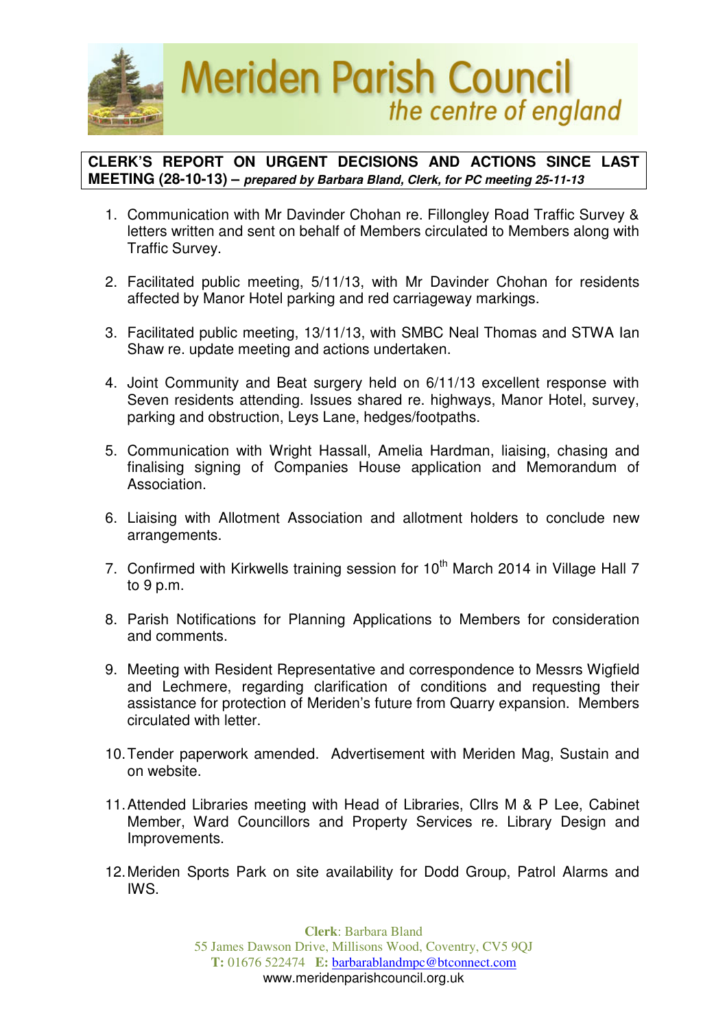# Meriden Parish Council
*the centre of england*

**CLERK'S REPORT ON URGENT DECISIONS AND ACTIONS SINCE LAST MEETING (28-10-13)** – ***prepared by Barbara Bland, Clerk, for PC meeting 25-11-13***

1. Communication with Mr Davinder Chohan re. Fillongley Road Traffic Survey & letters written and sent on behalf of Members circulated to Members along with Traffic Survey.

2. Facilitated public meeting, 5/11/13, with Mr Davinder Chohan for residents affected by Manor Hotel parking and red carriageway markings.

3. Facilitated public meeting, 13/11/13, with SMBC Neal Thomas and STWA Ian Shaw re. update meeting and actions undertaken.

4. Joint Community and Beat surgery held on 6/11/13 excellent response with Seven residents attending. Issues shared re. highways, Manor Hotel, survey, parking and obstruction, Leys Lane, hedges/footpaths.

5. Communication with Wright Hassall, Amelia Hardman, liaising, chasing and finalising signing of Companies House application and Memorandum of Association.

6. Liaising with Allotment Association and allotment holders to conclude new arrangements.

7. Confirmed with Kirkwells training session for 10th March 2014 in Village Hall 7 to 9 p.m.

8. Parish Notifications for Planning Applications to Members for consideration and comments.

9. Meeting with Resident Representative and correspondence to Messrs Wigfield and Lechmere, regarding clarification of conditions and requesting their assistance for protection of Meriden's future from Quarry expansion. Members circulated with letter.

10. Tender paperwork amended. Advertisement with Meriden Mag, Sustain and on website.

11. Attended Libraries meeting with Head of Libraries, Cllrs M & P Lee, Cabinet Member, Ward Councillors and Property Services re. Library Design and Improvements.

12. Meriden Sports Park on site availability for Dodd Group, Patrol Alarms and IWS.

**Clerk**: Barbara Bland
55 James Dawson Drive, Millisons Wood, Coventry, CV5 9QJ
**T:** 01676 522474 **E:** barbarablandmpc@btconnect.com
www.meridenparishcouncil.org.uk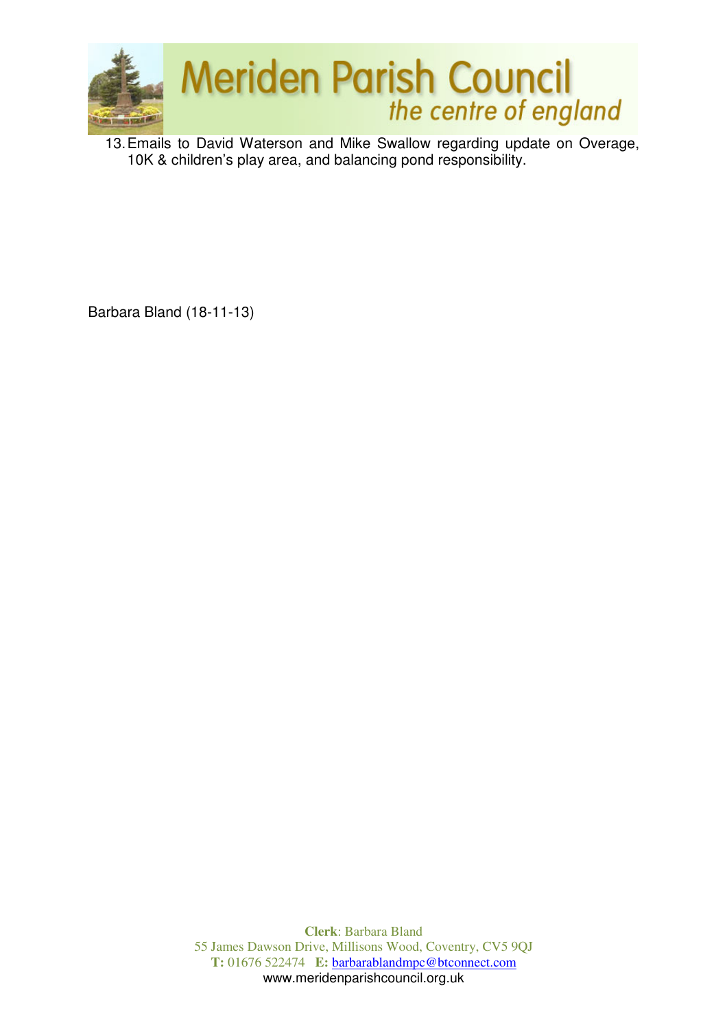13. Emails to David Waterson and Mike Swallow regarding update on Overage, 10K & children's play area, and balancing pond responsibility.

Barbara Bland (18-11-13)